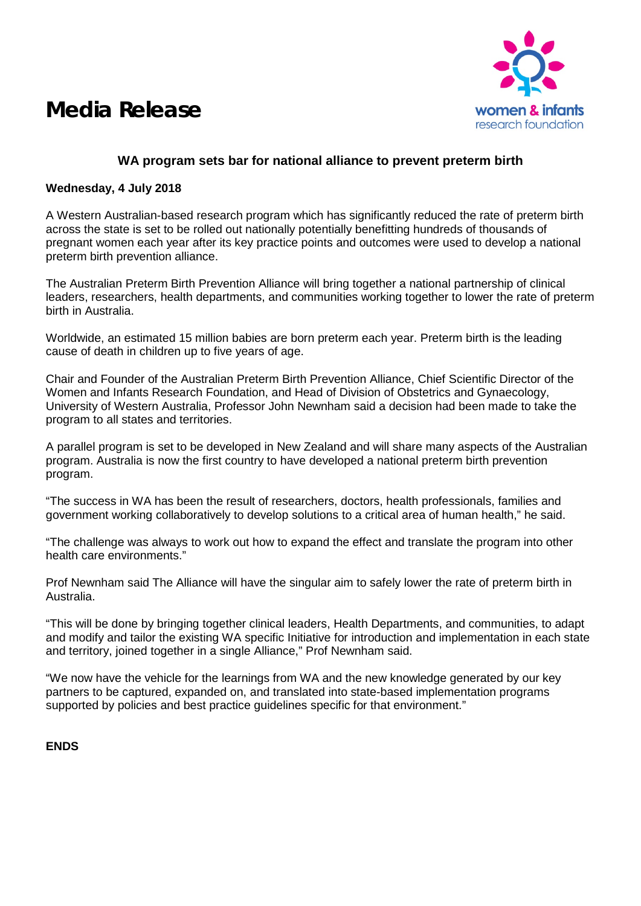# Media Release

women & infants
research foundation

## WA program sets bar for national alliance to prevent preterm birth

**Wednesday, 4 July 2018**

A Western Australian-based research program which has significantly reduced the rate of preterm birth across the state is set to be rolled out nationally potentially benefitting hundreds of thousands of pregnant women each year after its key practice points and outcomes were used to develop a national preterm birth prevention alliance.

The Australian Preterm Birth Prevention Alliance will bring together a national partnership of clinical leaders, researchers, health departments, and communities working together to lower the rate of preterm birth in Australia.

Worldwide, an estimated 15 million babies are born preterm each year. Preterm birth is the leading cause of death in children up to five years of age.

Chair and Founder of the Australian Preterm Birth Prevention Alliance, Chief Scientific Director of the Women and Infants Research Foundation, and Head of Division of Obstetrics and Gynaecology, University of Western Australia, Professor John Newnham said a decision had been made to take the program to all states and territories.

A parallel program is set to be developed in New Zealand and will share many aspects of the Australian program. Australia is now the first country to have developed a national preterm birth prevention program.

"The success in WA has been the result of researchers, doctors, health professionals, families and government working collaboratively to develop solutions to a critical area of human health," he said.

"The challenge was always to work out how to expand the effect and translate the program into other health care environments."

Prof Newnham said The Alliance will have the singular aim to safely lower the rate of preterm birth in Australia.

"This will be done by bringing together clinical leaders, Health Departments, and communities, to adapt and modify and tailor the existing WA specific Initiative for introduction and implementation in each state and territory, joined together in a single Alliance," Prof Newnham said.

"We now have the vehicle for the learnings from WA and the new knowledge generated by our key partners to be captured, expanded on, and translated into state-based implementation programs supported by policies and best practice guidelines specific for that environment."

**ENDS**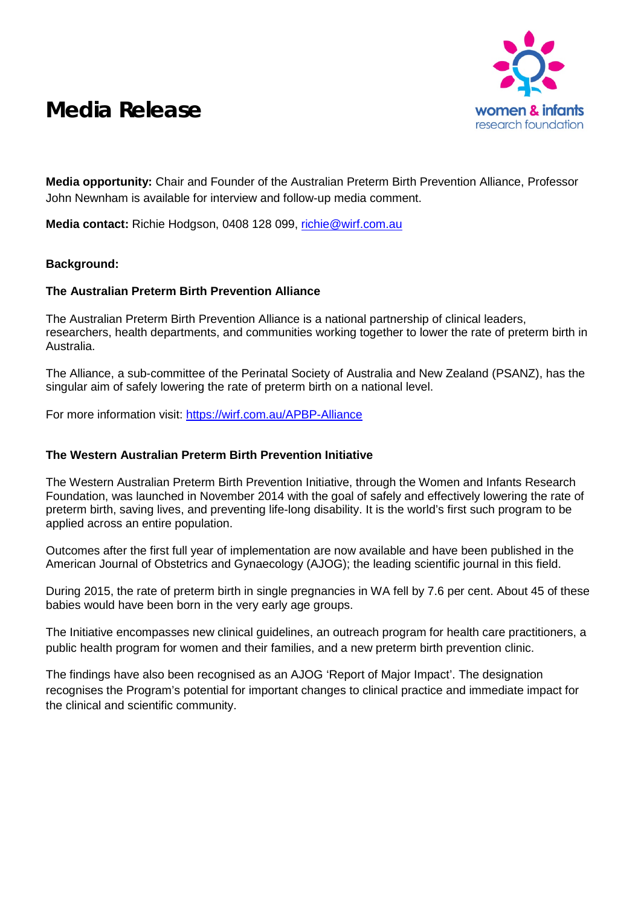# Media Release

women & infants research foundation

**Media opportunity:** Chair and Founder of the Australian Preterm Birth Prevention Alliance, Professor John Newnham is available for interview and follow-up media comment.

**Media contact:** Richie Hodgson, 0408 128 099, [richie@wirf.com.au](mailto:richie@wirf.com.au)

**Background:**

**The Australian Preterm Birth Prevention Alliance**

The Australian Preterm Birth Prevention Alliance is a national partnership of clinical leaders, researchers, health departments, and communities working together to lower the rate of preterm birth in Australia.

The Alliance, a sub-committee of the Perinatal Society of Australia and New Zealand (PSANZ), has the singular aim of safely lowering the rate of preterm birth on a national level.

For more information visit: [https://wirf.com.au/APBP-Alliance](https://wirf.com.au/APBP-Alliance)

**The Western Australian Preterm Birth Prevention Initiative**

The Western Australian Preterm Birth Prevention Initiative, through the Women and Infants Research Foundation, was launched in November 2014 with the goal of safely and effectively lowering the rate of preterm birth, saving lives, and preventing life-long disability. It is the world's first such program to be applied across an entire population.

Outcomes after the first full year of implementation are now available and have been published in the American Journal of Obstetrics and Gynaecology (AJOG); the leading scientific journal in this field.

During 2015, the rate of preterm birth in single pregnancies in WA fell by 7.6 per cent. About 45 of these babies would have been born in the very early age groups.

The Initiative encompasses new clinical guidelines, an outreach program for health care practitioners, a public health program for women and their families, and a new preterm birth prevention clinic.

The findings have also been recognised as an AJOG 'Report of Major Impact'. The designation recognises the Program's potential for important changes to clinical practice and immediate impact for the clinical and scientific community.